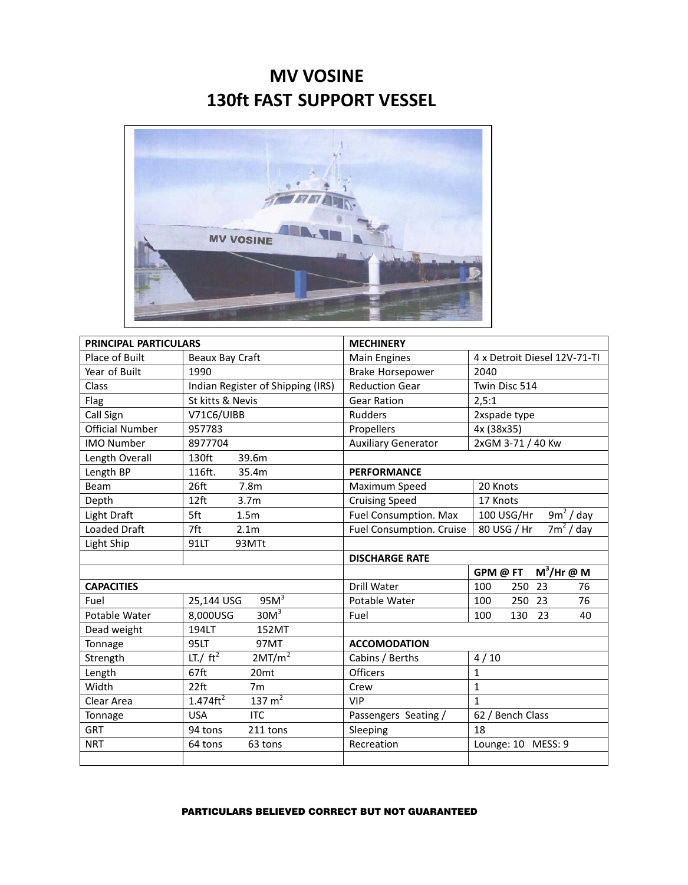# MV VOSINE
# 130ft FAST SUPPORT VESSEL

| PRINCIPAL PARTICULARS | | MECHINERY | |
|---|---|---|---|
| Place of Built | Beaux Bay Craft | Main Engines | 4 x Detroit Diesel 12V-71-TI |
| Year of Built | 1990 | Brake Horsepower | 2040 |
| Class | Indian Register of Shipping (IRS) | Reduction Gear | Twin Disc 514 |
| Flag | St kitts & Nevis | Gear Ration | 2,5:1 |
| Call Sign | V71C6/UIBB | Rudders | 2xspade type |
| Official Number | 957783 | Propellers | 4x (38x35) |
| IMO Number | 8977704 | Auxiliary Generator | 2xGM 3-71 / 40 Kw |
| Length Overall | 130ft 39.6m | | |
| Length BP | 116ft. 35.4m | **PERFORMANCE** | |
| Beam | 26ft 7.8m | Maximum Speed | 20 Knots |
| Depth | 12ft 3.7m | Cruising Speed | 17 Knots |
| Light Draft | 5ft 1.5m | Fuel Consumption. Max | 100 USG/Hr $9m^2$ / day |
| Loaded Draft | 7ft 2.1m | Fuel Consumption. Cruise | 80 USG / Hr $7m^2$ / day |
| Light Ship | 91LT 93MTt | | |
| | | **DISCHARGE RATE** | |
| | | | **GPM @ FT $M^3$/Hr @ M** |
| **CAPACITIES** | | Drill Water | 100 250 23 76 |
| Fuel | 25,144 USG $95M^3$ | Potable Water | 100 250 23 76 |
| Potable Water | 8,000USG $30M^3$ | Fuel | 100 130 23 40 |
| Dead weight | 194LT 152MT | | |
| Tonnage | 95LT 97MT | **ACCOMODATION** | |
| Strength | LT./ $ft^2$ $2MT/m^2$ | Cabins / Berths | 4 / 10 |
| Length | 67ft 20mt | Officers | 1 |
| Width | 22ft 7m | Crew | 1 |
| Clear Area | $1.474ft^2$ $137 m^2$ | VIP | 1 |
| Tonnage | USA ITC | Passengers Seating / | 62 / Bench Class |
| GRT | 94 tons 211 tons | Sleeping | 18 |
| NRT | 64 tons 63 tons | Recreation | Lounge: 10 MESS: 9 |
| | | | |

**PARTICULARS BELIEVED CORRECT BUT NOT GUARANTEED**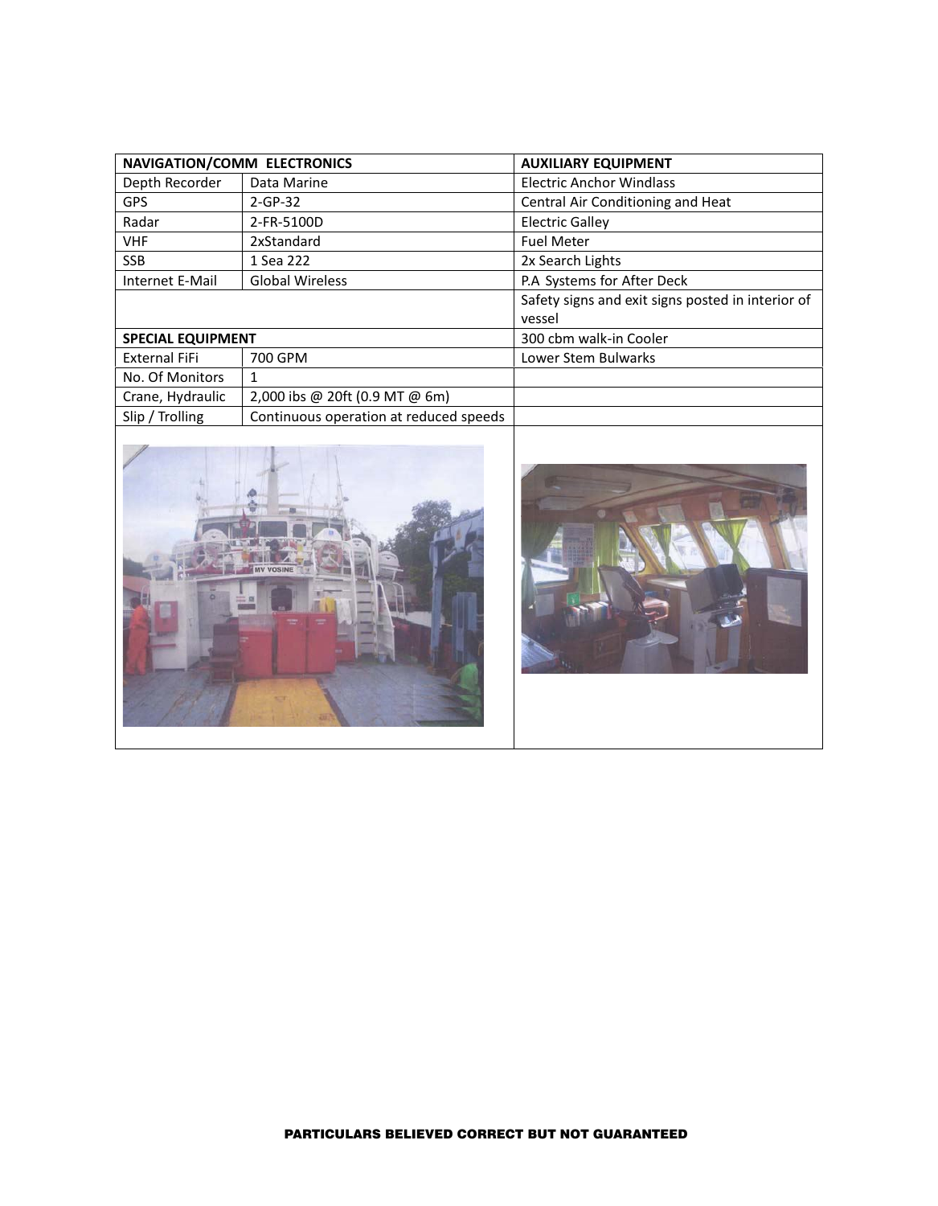| NAVIGATION/COMM ELECTRONICS | | AUXILIARY EQUIPMENT |
|---|---|---|
| Depth Recorder | Data Marine | Electric Anchor Windlass |
| GPS | 2-GP-32 | Central Air Conditioning and Heat |
| Radar | 2-FR-5100D | Electric Galley |
| VHF | 2xStandard | Fuel Meter |
| SSB | 1 Sea 222 | 2x Search Lights |
| Internet E-Mail | Global Wireless | P.A Systems for After Deck |
| | | Safety signs and exit signs posted in interior of vessel |
| **SPECIAL EQUIPMENT** | | 300 cbm walk-in Cooler |
| External FiFi | 700 GPM | Lower Stem Bulwarks |
| No. Of Monitors | 1 | |
| Crane, Hydraulic | 2,000 ibs @ 20ft (0.9 MT @ 6m) | |
| Slip / Trolling | Continuous operation at reduced speeds | |

**PARTICULARS BELIEVED CORRECT BUT NOT GUARANTEED**